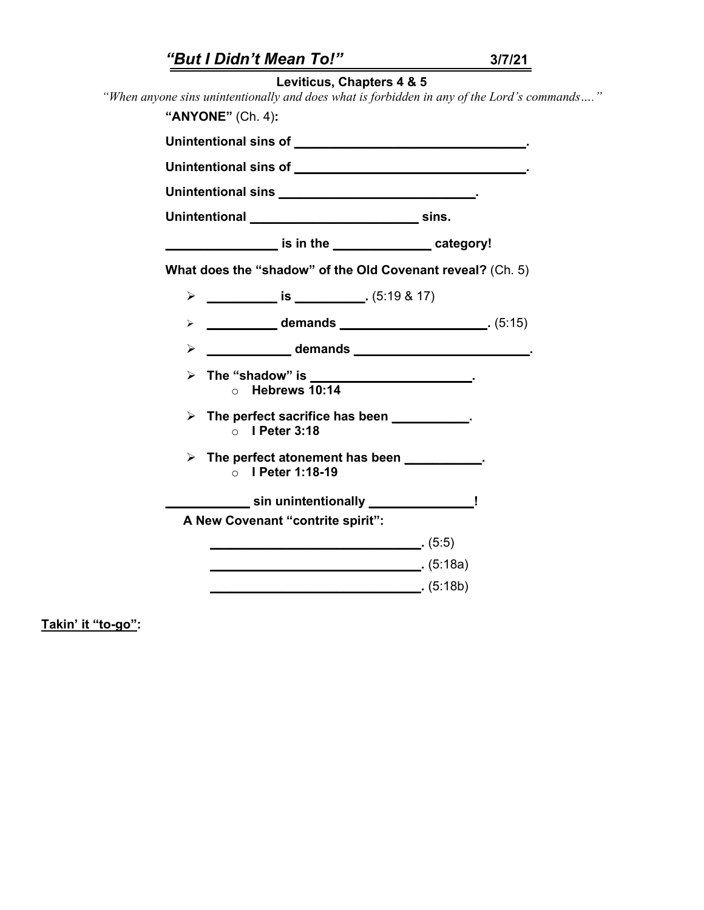# *"But I Didn't Mean To!"* 3/7/21

### Leviticus, Chapters 4 & 5

*"When anyone sins unintentionally and does what is forbidden in any of the Lord's commands…."*

**"ANYONE"** (Ch. 4)**:**

**Unintentional sins of ________________________________.**

**Unintentional sins of ________________________________.**

**Unintentional sins ___________________________.**

**Unintentional _______________________ sins.**

**_______________ is in the _____________ category!**

**What does the "shadow" of the Old Covenant reveal?** (Ch. 5)

- **_________ is _________.** (5:19 & 17)
- **_________ demands ___________________.** (5:15)
- **___________ demands ________________________.**
- **The "shadow" is _____________________.**
  - **Hebrews 10:14**
- **The perfect sacrifice has been __________.**
  - **I Peter 3:18**
- **The perfect atonement has been __________.**
  - **I Peter 1:18-19**

**___________ sin unintentionally ______________!**

**A New Covenant "contrite spirit":**

**____________________________.** (5:5)

**____________________________.** (5:18a)

**____________________________.** (5:18b)

**<u>Takin' it "to-go"</u>:**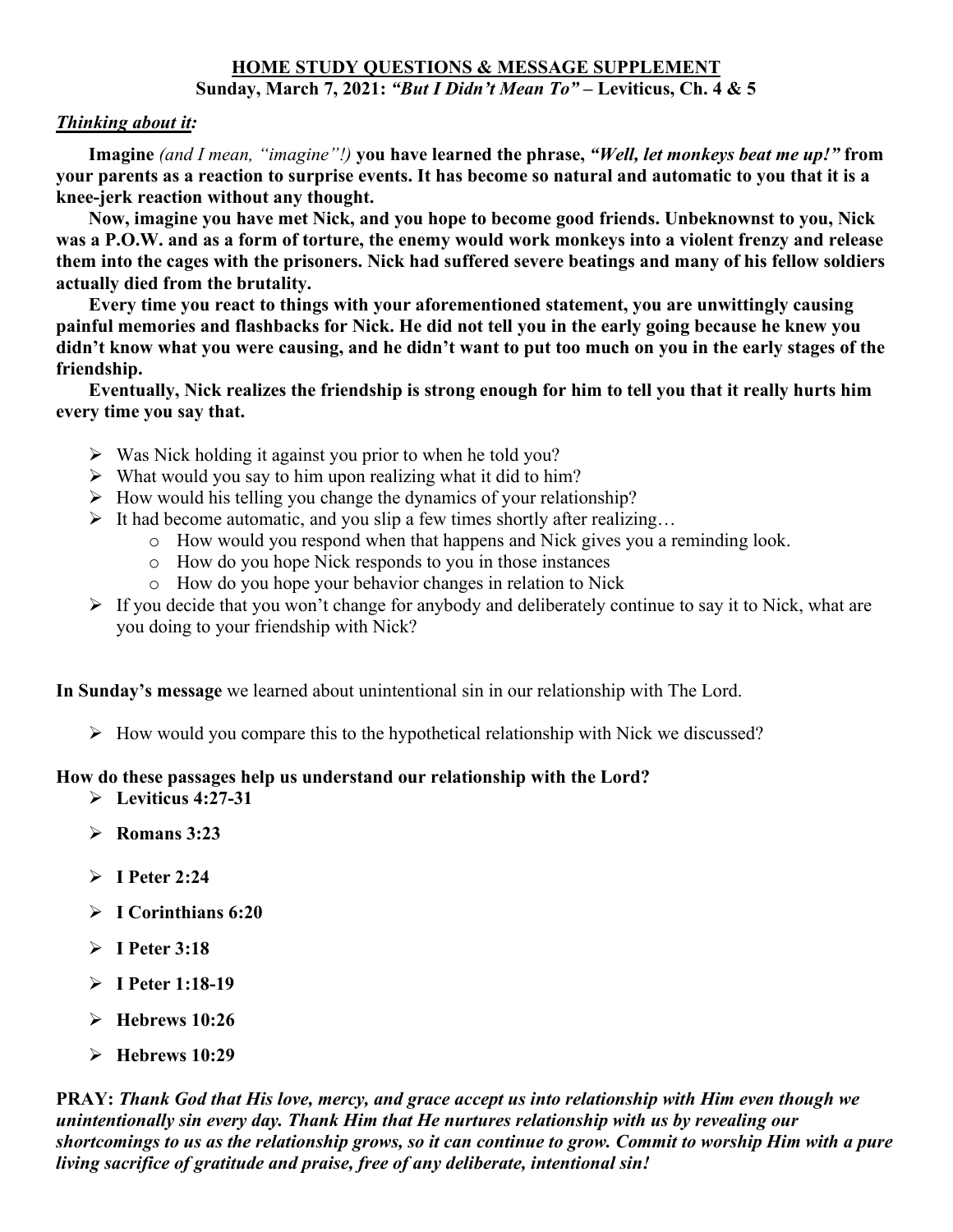# HOME STUDY QUESTIONS & MESSAGE SUPPLEMENT

**Sunday, March 7, 2021: *"But I Didn't Mean To"* – Leviticus, Ch. 4 & 5**

## ***Thinking about it:***

**Imagine** *(and I mean, "imagine"!)* **you have learned the phrase, *"Well, let monkeys beat me up!"* from your parents as a reaction to surprise events. It has become so natural and automatic to you that it is a knee-jerk reaction without any thought.**

**Now, imagine you have met Nick, and you hope to become good friends. Unbeknownst to you, Nick was a P.O.W. and as a form of torture, the enemy would work monkeys into a violent frenzy and release them into the cages with the prisoners. Nick had suffered severe beatings and many of his fellow soldiers actually died from the brutality.**

**Every time you react to things with your aforementioned statement, you are unwittingly causing painful memories and flashbacks for Nick. He did not tell you in the early going because he knew you didn't know what you were causing, and he didn't want to put too much on you in the early stages of the friendship.**

**Eventually, Nick realizes the friendship is strong enough for him to tell you that it really hurts him every time you say that.**

- Was Nick holding it against you prior to when he told you?
- What would you say to him upon realizing what it did to him?
- How would his telling you change the dynamics of your relationship?
- It had become automatic, and you slip a few times shortly after realizing…
  - How would you respond when that happens and Nick gives you a reminding look.
  - How do you hope Nick responds to you in those instances
  - How do you hope your behavior changes in relation to Nick
- If you decide that you won't change for anybody and deliberately continue to say it to Nick, what are you doing to your friendship with Nick?

**In Sunday's message** we learned about unintentional sin in our relationship with The Lord.

- How would you compare this to the hypothetical relationship with Nick we discussed?

**How do these passages help us understand our relationship with the Lord?**

- **Leviticus 4:27-31**
- **Romans 3:23**
- **I Peter 2:24**
- **I Corinthians 6:20**
- **I Peter 3:18**
- **I Peter 1:18-19**
- **Hebrews 10:26**
- **Hebrews 10:29**

**PRAY:** ***Thank God that His love, mercy, and grace accept us into relationship with Him even though we unintentionally sin every day. Thank Him that He nurtures relationship with us by revealing our shortcomings to us as the relationship grows, so it can continue to grow. Commit to worship Him with a pure living sacrifice of gratitude and praise, free of any deliberate, intentional sin!***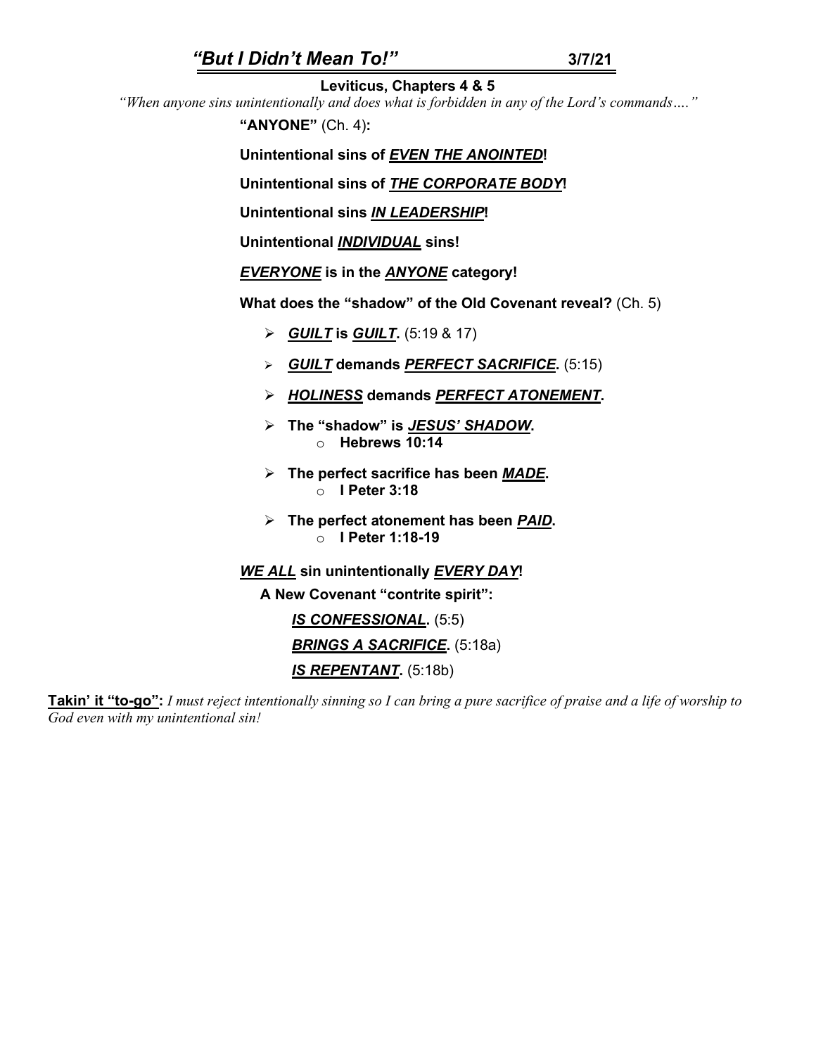# ***"But I Didn't Mean To!"*** **3/7/21**

**Leviticus, Chapters 4 & 5**

*"When anyone sins unintentionally and does what is forbidden in any of the Lord's commands…."*

**"ANYONE"** (Ch. 4)**:**

**Unintentional sins of *EVEN THE ANOINTED*!**

**Unintentional sins of *THE CORPORATE BODY*!**

**Unintentional sins *IN LEADERSHIP*!**

**Unintentional *INDIVIDUAL* sins!**

***EVERYONE* is in the *ANYONE* category!**

**What does the "shadow" of the Old Covenant reveal?** (Ch. 5)

- ***GUILT* is *GUILT*.** (5:19 & 17)
- ***GUILT* demands *PERFECT SACRIFICE*.** (5:15)
- ***HOLINESS* demands *PERFECT ATONEMENT*.**
- **The "shadow" is *JESUS' SHADOW*.**
  - **Hebrews 10:14**
- **The perfect sacrifice has been *MADE*.**
  - **I Peter 3:18**
- **The perfect atonement has been *PAID*.**
  - **I Peter 1:18-19**

***WE ALL* sin unintentionally *EVERY DAY*!**

**A New Covenant "contrite spirit":**

***IS CONFESSIONAL*.** (5:5)

***BRINGS A SACRIFICE*.** (5:18a)

***IS REPENTANT*.** (5:18b)

**Takin' it "to-go":** *I must reject intentionally sinning so I can bring a pure sacrifice of praise and a life of worship to God even with my unintentional sin!*